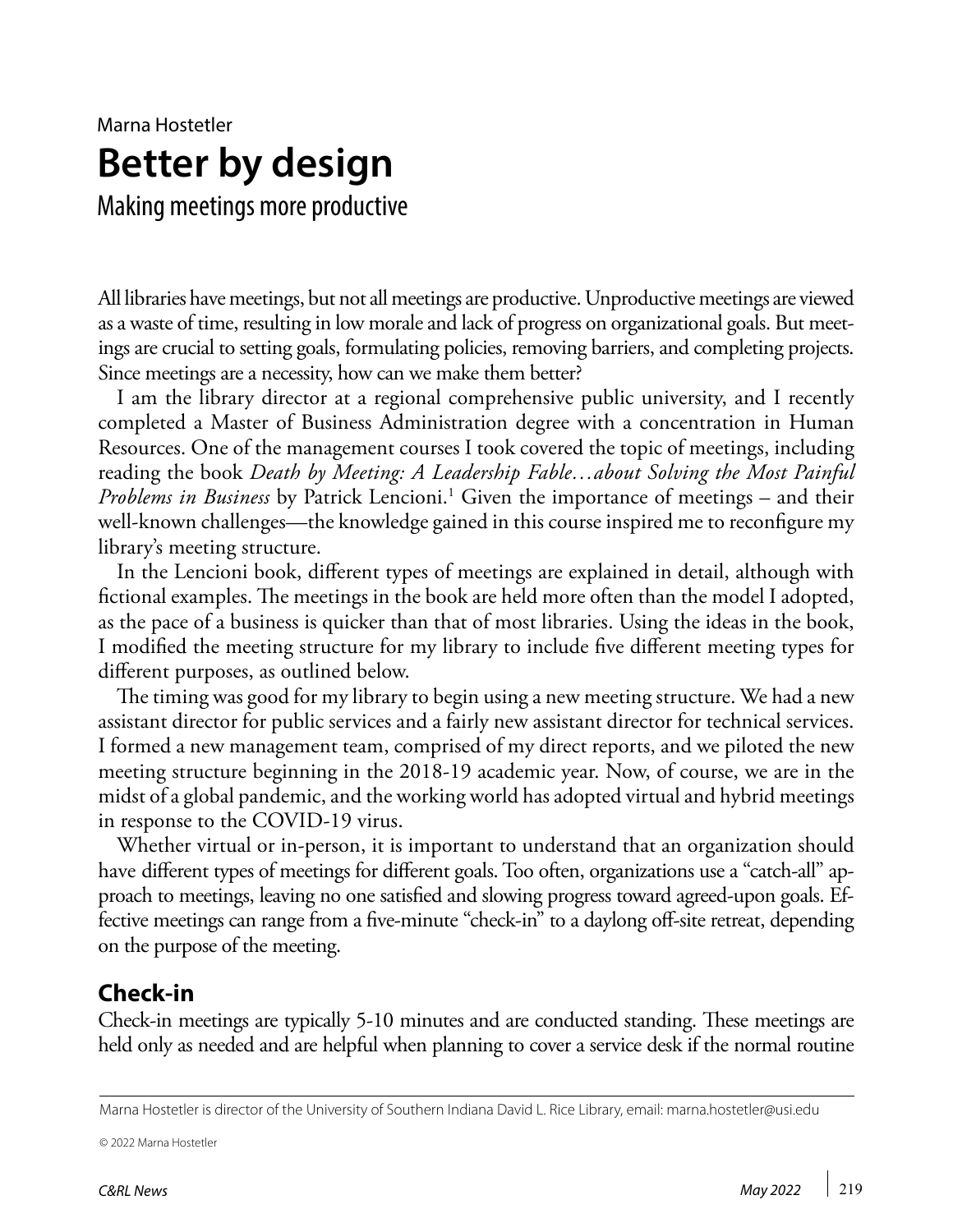Marna Hostetler

# Better by design

## Making meetings more productive

All libraries have meetings, but not all meetings are productive. Unproductive meetings are viewed as a waste of time, resulting in low morale and lack of progress on organizational goals. But meetings are crucial to setting goals, formulating policies, removing barriers, and completing projects. Since meetings are a necessity, how can we make them better?

I am the library director at a regional comprehensive public university, and I recently completed a Master of Business Administration degree with a concentration in Human Resources. One of the management courses I took covered the topic of meetings, including reading the book *Death by Meeting: A Leadership Fable…about Solving the Most Painful Problems in Business* by Patrick Lencioni.[1] Given the importance of meetings – and their well-known challenges—the knowledge gained in this course inspired me to reconfigure my library's meeting structure.

In the Lencioni book, different types of meetings are explained in detail, although with fictional examples. The meetings in the book are held more often than the model I adopted, as the pace of a business is quicker than that of most libraries. Using the ideas in the book, I modified the meeting structure for my library to include five different meeting types for different purposes, as outlined below.

The timing was good for my library to begin using a new meeting structure. We had a new assistant director for public services and a fairly new assistant director for technical services. I formed a new management team, comprised of my direct reports, and we piloted the new meeting structure beginning in the 2018-19 academic year. Now, of course, we are in the midst of a global pandemic, and the working world has adopted virtual and hybrid meetings in response to the COVID-19 virus.

Whether virtual or in-person, it is important to understand that an organization should have different types of meetings for different goals. Too often, organizations use a "catch-all" approach to meetings, leaving no one satisfied and slowing progress toward agreed-upon goals. Effective meetings can range from a five-minute "check-in" to a daylong off-site retreat, depending on the purpose of the meeting.

### Check-in

Check-in meetings are typically 5-10 minutes and are conducted standing. These meetings are held only as needed and are helpful when planning to cover a service desk if the normal routine

---

Marna Hostetler is director of the University of Southern Indiana David L. Rice Library, email: marna.hostetler@usi.edu

© 2022 Marna Hostetler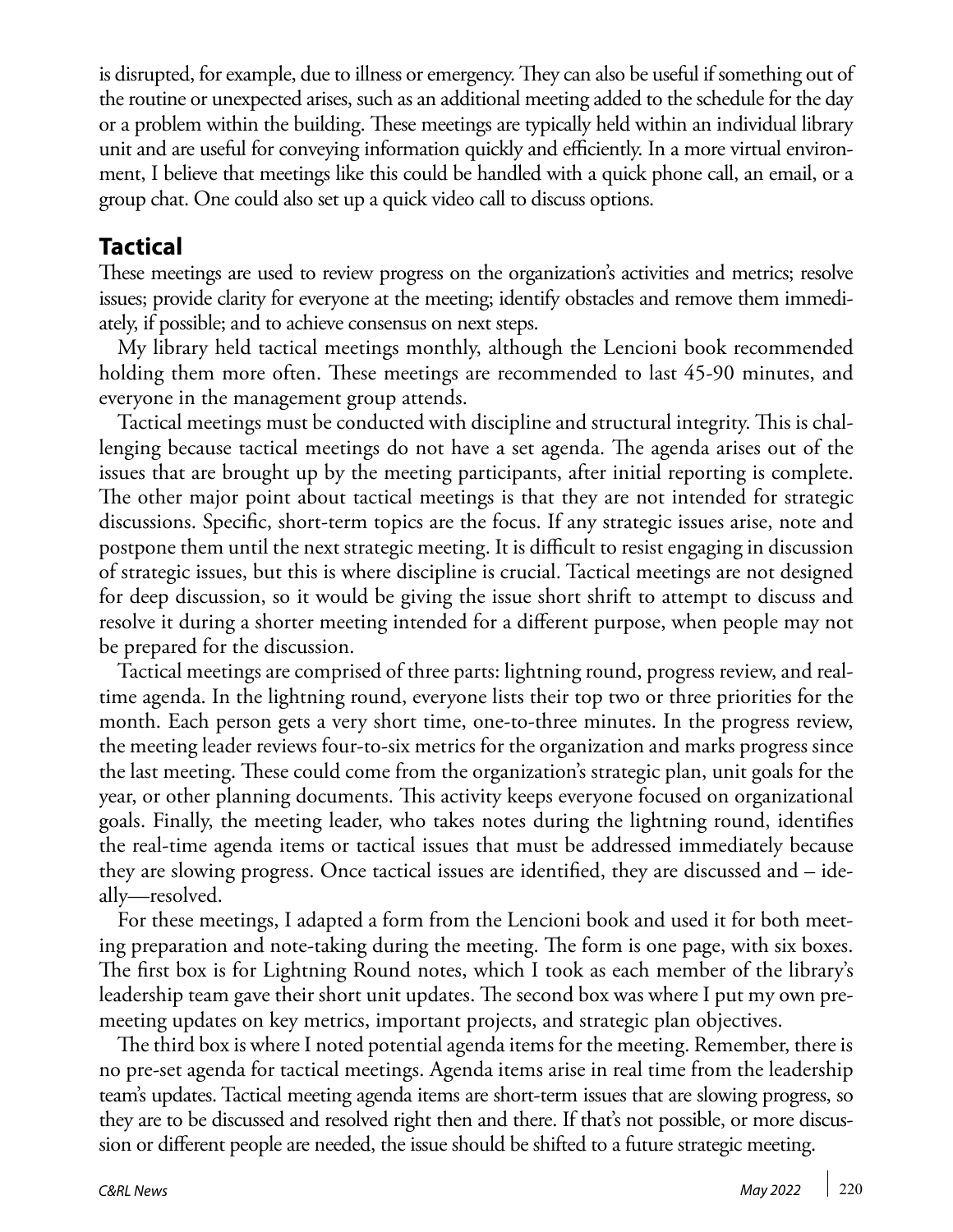is disrupted, for example, due to illness or emergency. They can also be useful if something out of the routine or unexpected arises, such as an additional meeting added to the schedule for the day or a problem within the building. These meetings are typically held within an individual library unit and are useful for conveying information quickly and efficiently. In a more virtual environment, I believe that meetings like this could be handled with a quick phone call, an email, or a group chat. One could also set up a quick video call to discuss options.

## Tactical

These meetings are used to review progress on the organization's activities and metrics; resolve issues; provide clarity for everyone at the meeting; identify obstacles and remove them immediately, if possible; and to achieve consensus on next steps.

My library held tactical meetings monthly, although the Lencioni book recommended holding them more often. These meetings are recommended to last 45-90 minutes, and everyone in the management group attends.

Tactical meetings must be conducted with discipline and structural integrity. This is challenging because tactical meetings do not have a set agenda. The agenda arises out of the issues that are brought up by the meeting participants, after initial reporting is complete. The other major point about tactical meetings is that they are not intended for strategic discussions. Specific, short-term topics are the focus. If any strategic issues arise, note and postpone them until the next strategic meeting. It is difficult to resist engaging in discussion of strategic issues, but this is where discipline is crucial. Tactical meetings are not designed for deep discussion, so it would be giving the issue short shrift to attempt to discuss and resolve it during a shorter meeting intended for a different purpose, when people may not be prepared for the discussion.

Tactical meetings are comprised of three parts: lightning round, progress review, and real-time agenda. In the lightning round, everyone lists their top two or three priorities for the month. Each person gets a very short time, one-to-three minutes. In the progress review, the meeting leader reviews four-to-six metrics for the organization and marks progress since the last meeting. These could come from the organization's strategic plan, unit goals for the year, or other planning documents. This activity keeps everyone focused on organizational goals. Finally, the meeting leader, who takes notes during the lightning round, identifies the real-time agenda items or tactical issues that must be addressed immediately because they are slowing progress. Once tactical issues are identified, they are discussed and – ideally—resolved.

For these meetings, I adapted a form from the Lencioni book and used it for both meeting preparation and note-taking during the meeting. The form is one page, with six boxes. The first box is for Lightning Round notes, which I took as each member of the library's leadership team gave their short unit updates. The second box was where I put my own pre-meeting updates on key metrics, important projects, and strategic plan objectives.

The third box is where I noted potential agenda items for the meeting. Remember, there is no pre-set agenda for tactical meetings. Agenda items arise in real time from the leadership team's updates. Tactical meeting agenda items are short-term issues that are slowing progress, so they are to be discussed and resolved right then and there. If that's not possible, or more discussion or different people are needed, the issue should be shifted to a future strategic meeting.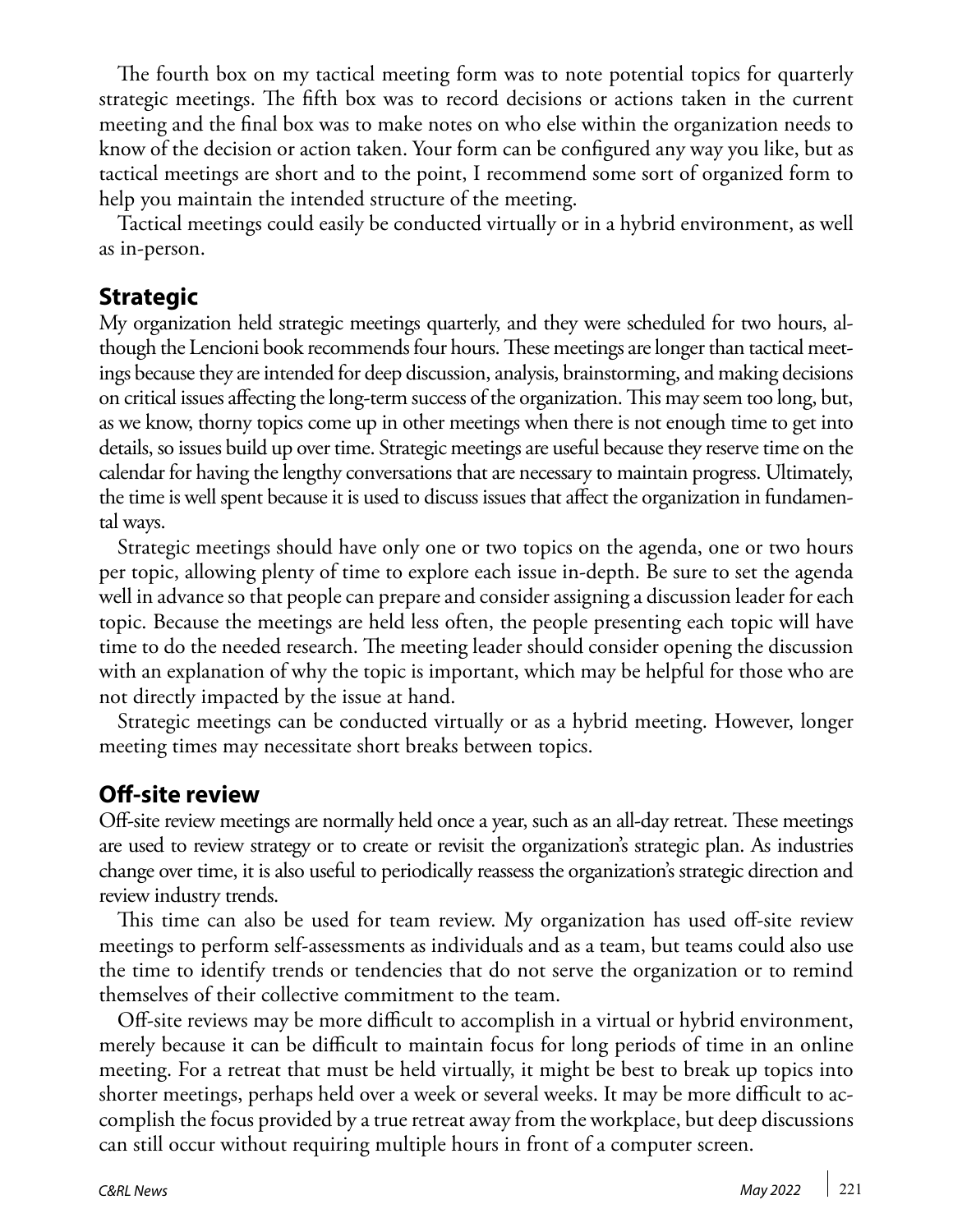The fourth box on my tactical meeting form was to note potential topics for quarterly strategic meetings. The fifth box was to record decisions or actions taken in the current meeting and the final box was to make notes on who else within the organization needs to know of the decision or action taken. Your form can be configured any way you like, but as tactical meetings are short and to the point, I recommend some sort of organized form to help you maintain the intended structure of the meeting.

Tactical meetings could easily be conducted virtually or in a hybrid environment, as well as in-person.

## Strategic

My organization held strategic meetings quarterly, and they were scheduled for two hours, although the Lencioni book recommends four hours. These meetings are longer than tactical meetings because they are intended for deep discussion, analysis, brainstorming, and making decisions on critical issues affecting the long-term success of the organization. This may seem too long, but, as we know, thorny topics come up in other meetings when there is not enough time to get into details, so issues build up over time. Strategic meetings are useful because they reserve time on the calendar for having the lengthy conversations that are necessary to maintain progress. Ultimately, the time is well spent because it is used to discuss issues that affect the organization in fundamental ways.

Strategic meetings should have only one or two topics on the agenda, one or two hours per topic, allowing plenty of time to explore each issue in-depth. Be sure to set the agenda well in advance so that people can prepare and consider assigning a discussion leader for each topic. Because the meetings are held less often, the people presenting each topic will have time to do the needed research. The meeting leader should consider opening the discussion with an explanation of why the topic is important, which may be helpful for those who are not directly impacted by the issue at hand.

Strategic meetings can be conducted virtually or as a hybrid meeting. However, longer meeting times may necessitate short breaks between topics.

## Off-site review

Off-site review meetings are normally held once a year, such as an all-day retreat. These meetings are used to review strategy or to create or revisit the organization's strategic plan. As industries change over time, it is also useful to periodically reassess the organization's strategic direction and review industry trends.

This time can also be used for team review. My organization has used off-site review meetings to perform self-assessments as individuals and as a team, but teams could also use the time to identify trends or tendencies that do not serve the organization or to remind themselves of their collective commitment to the team.

Off-site reviews may be more difficult to accomplish in a virtual or hybrid environment, merely because it can be difficult to maintain focus for long periods of time in an online meeting. For a retreat that must be held virtually, it might be best to break up topics into shorter meetings, perhaps held over a week or several weeks. It may be more difficult to accomplish the focus provided by a true retreat away from the workplace, but deep discussions can still occur without requiring multiple hours in front of a computer screen.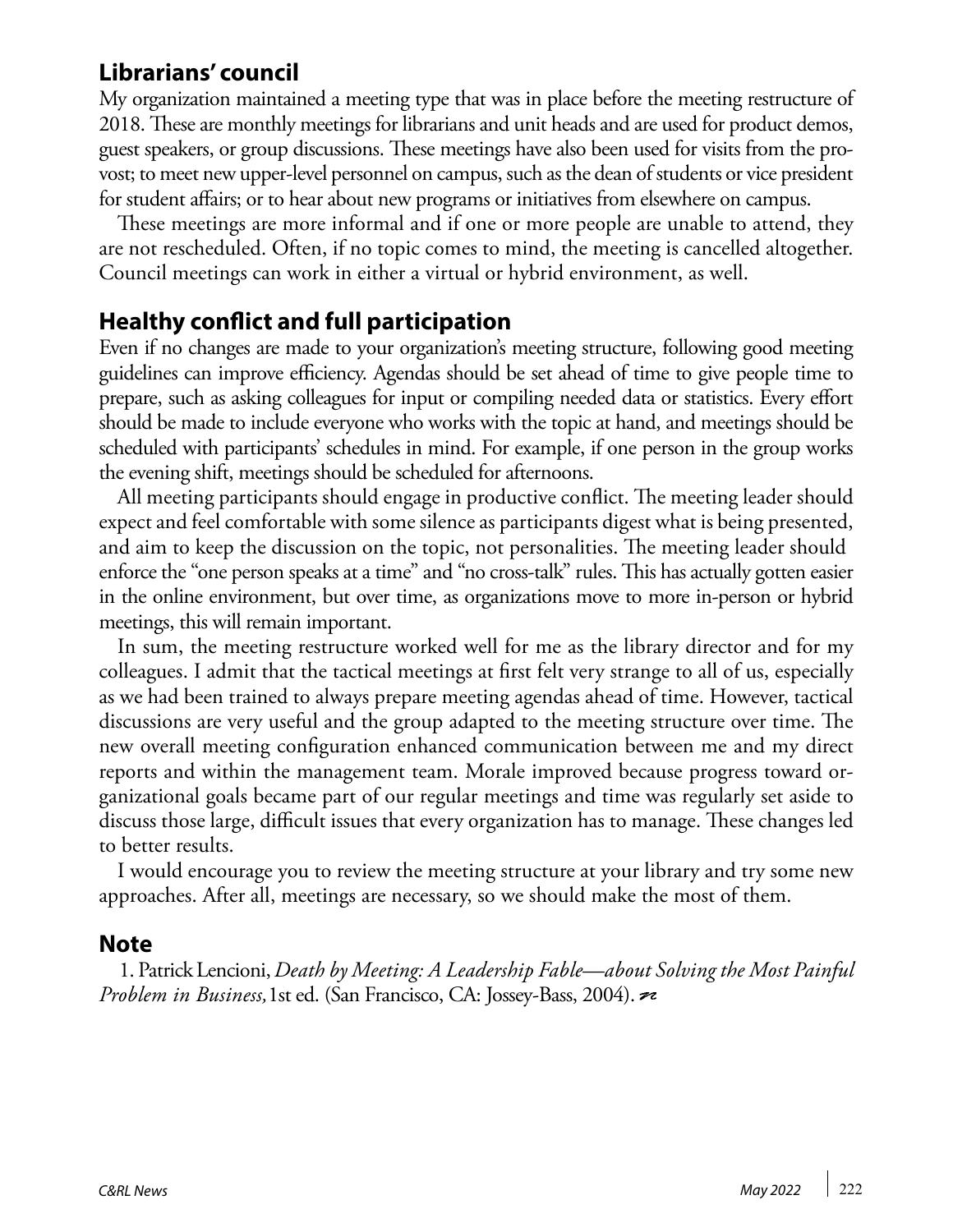## Librarians' council

My organization maintained a meeting type that was in place before the meeting restructure of 2018. These are monthly meetings for librarians and unit heads and are used for product demos, guest speakers, or group discussions. These meetings have also been used for visits from the provost; to meet new upper-level personnel on campus, such as the dean of students or vice president for student affairs; or to hear about new programs or initiatives from elsewhere on campus.

These meetings are more informal and if one or more people are unable to attend, they are not rescheduled. Often, if no topic comes to mind, the meeting is cancelled altogether. Council meetings can work in either a virtual or hybrid environment, as well.

## Healthy conflict and full participation

Even if no changes are made to your organization's meeting structure, following good meeting guidelines can improve efficiency. Agendas should be set ahead of time to give people time to prepare, such as asking colleagues for input or compiling needed data or statistics. Every effort should be made to include everyone who works with the topic at hand, and meetings should be scheduled with participants' schedules in mind. For example, if one person in the group works the evening shift, meetings should be scheduled for afternoons.

All meeting participants should engage in productive conflict. The meeting leader should expect and feel comfortable with some silence as participants digest what is being presented, and aim to keep the discussion on the topic, not personalities. The meeting leader should enforce the "one person speaks at a time" and "no cross-talk" rules. This has actually gotten easier in the online environment, but over time, as organizations move to more in-person or hybrid meetings, this will remain important.

In sum, the meeting restructure worked well for me as the library director and for my colleagues. I admit that the tactical meetings at first felt very strange to all of us, especially as we had been trained to always prepare meeting agendas ahead of time. However, tactical discussions are very useful and the group adapted to the meeting structure over time. The new overall meeting configuration enhanced communication between me and my direct reports and within the management team. Morale improved because progress toward organizational goals became part of our regular meetings and time was regularly set aside to discuss those large, difficult issues that every organization has to manage. These changes led to better results.

I would encourage you to review the meeting structure at your library and try some new approaches. After all, meetings are necessary, so we should make the most of them.

## Note

1. Patrick Lencioni, *Death by Meeting: A Leadership Fable—about Solving the Most Painful Problem in Business,* 1st ed. (San Francisco, CA: Jossey-Bass, 2004).